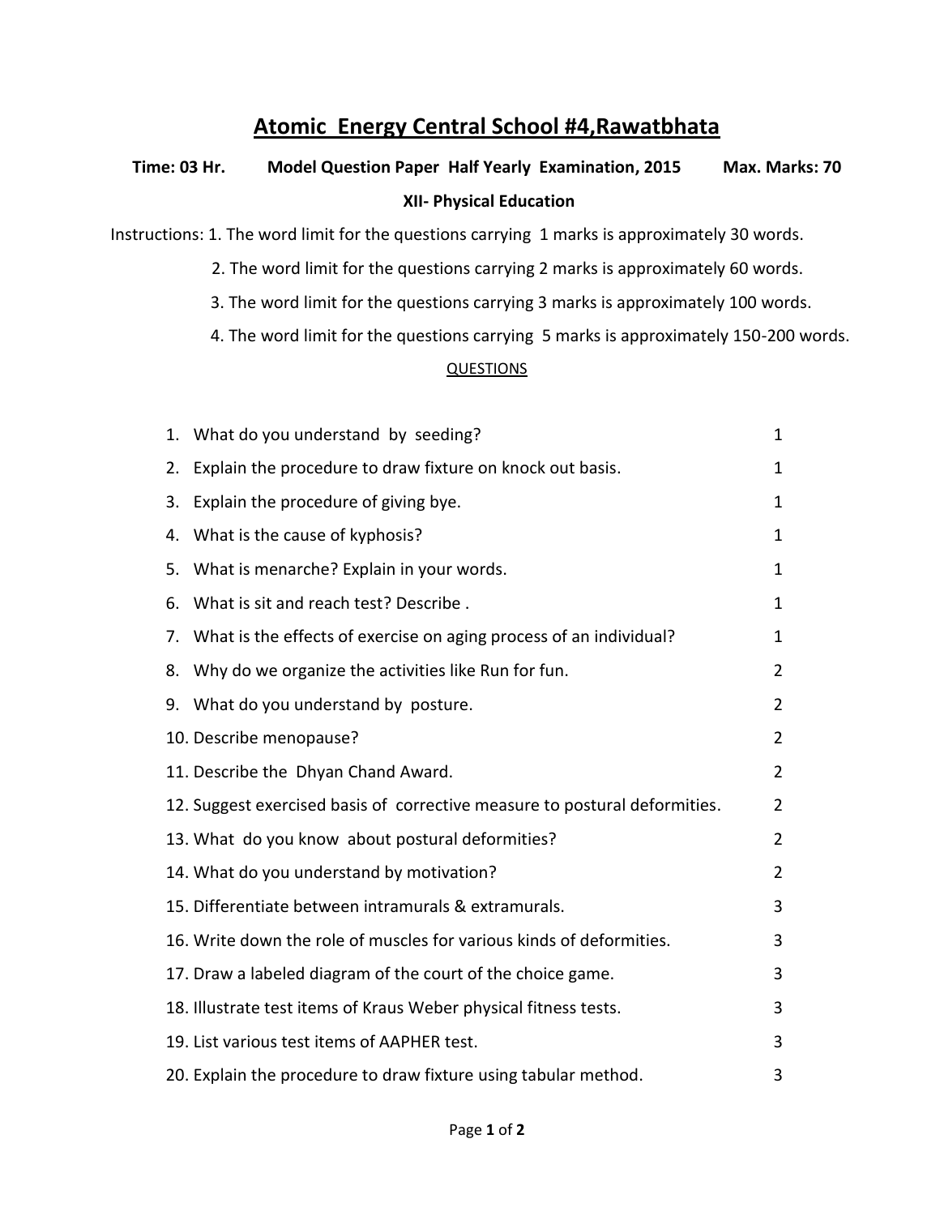# Atomic Energy Central School #4,Rawatbhata

**Time: 03 Hr. Model Question Paper Half Yearly Examination, 2015 Max. Marks: 70**

**XII- Physical Education**

Instructions: 1. The word limit for the questions carrying 1 marks is approximately 30 words.

2. The word limit for the questions carrying 2 marks is approximately 60 words.

3. The word limit for the questions carrying 3 marks is approximately 100 words.

4. The word limit for the questions carrying 5 marks is approximately 150-200 words.

QUESTIONS

| Question | Marks |
|---|---|
| 1. What do you understand by seeding? | 1 |
| 2. Explain the procedure to draw fixture on knock out basis. | 1 |
| 3. Explain the procedure of giving bye. | 1 |
| 4. What is the cause of kyphosis? | 1 |
| 5. What is menarche? Explain in your words. | 1 |
| 6. What is sit and reach test? Describe . | 1 |
| 7. What is the effects of exercise on aging process of an individual? | 1 |
| 8. Why do we organize the activities like Run for fun. | 2 |
| 9. What do you understand by posture. | 2 |
| 10. Describe menopause? | 2 |
| 11. Describe the Dhyan Chand Award. | 2 |
| 12. Suggest exercised basis of corrective measure to postural deformities. | 2 |
| 13. What do you know about postural deformities? | 2 |
| 14. What do you understand by motivation? | 2 |
| 15. Differentiate between intramurals & extramurals. | 3 |
| 16. Write down the role of muscles for various kinds of deformities. | 3 |
| 17. Draw a labeled diagram of the court of the choice game. | 3 |
| 18. Illustrate test items of Kraus Weber physical fitness tests. | 3 |
| 19. List various test items of AAPHER test. | 3 |
| 20. Explain the procedure to draw fixture using tabular method. | 3 |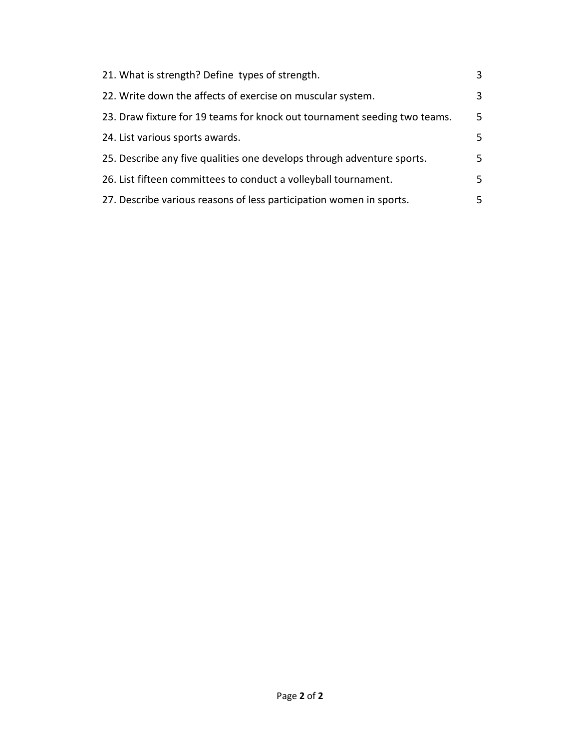| | | |
|---|---|---|
| 21. | What is strength? Define types of strength. | 3 |
| 22. | Write down the affects of exercise on muscular system. | 3 |
| 23. | Draw fixture for 19 teams for knock out tournament seeding two teams. | 5 |
| 24. | List various sports awards. | 5 |
| 25. | Describe any five qualities one develops through adventure sports. | 5 |
| 26. | List fifteen committees to conduct a volleyball tournament. | 5 |
| 27. | Describe various reasons of less participation women in sports. | 5 |